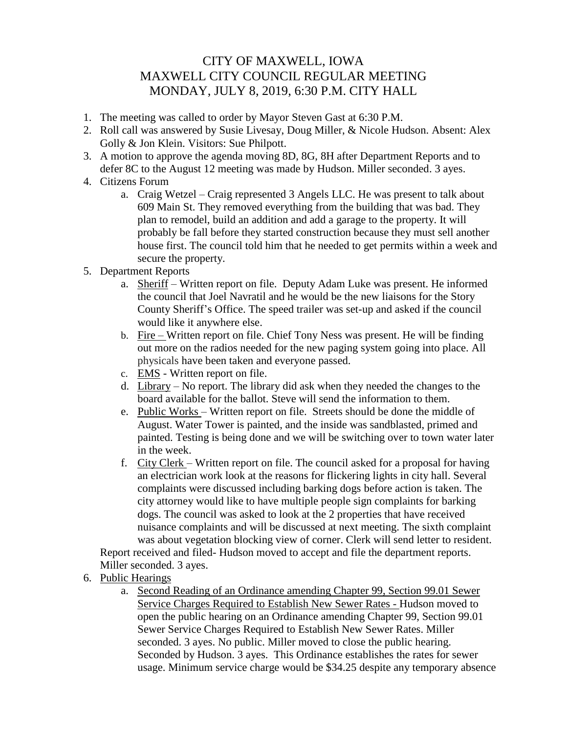# CITY OF MAXWELL, IOWA
# MAXWELL CITY COUNCIL REGULAR MEETING
# MONDAY, JULY 8, 2019, 6:30 P.M. CITY HALL

1. The meeting was called to order by Mayor Steven Gast at 6:30 P.M.
2. Roll call was answered by Susie Livesay, Doug Miller, & Nicole Hudson. Absent: Alex Golly & Jon Klein. Visitors: Sue Philpott.
3. A motion to approve the agenda moving 8D, 8G, 8H after Department Reports and to defer 8C to the August 12 meeting was made by Hudson. Miller seconded. 3 ayes.
4. Citizens Forum
   a. Craig Wetzel – Craig represented 3 Angels LLC. He was present to talk about 609 Main St. They removed everything from the building that was bad. They plan to remodel, build an addition and add a garage to the property. It will probably be fall before they started construction because they must sell another house first. The council told him that he needed to get permits within a week and secure the property.
5. Department Reports
   a. Sheriff – Written report on file. Deputy Adam Luke was present. He informed the council that Joel Navratil and he would be the new liaisons for the Story County Sheriff's Office. The speed trailer was set-up and asked if the council would like it anywhere else.
   b. Fire – Written report on file. Chief Tony Ness was present. He will be finding out more on the radios needed for the new paging system going into place. All physicals have been taken and everyone passed.
   c. EMS - Written report on file.
   d. Library – No report. The library did ask when they needed the changes to the board available for the ballot. Steve will send the information to them.
   e. Public Works – Written report on file. Streets should be done the middle of August. Water Tower is painted, and the inside was sandblasted, primed and painted. Testing is being done and we will be switching over to town water later in the week.
   f. City Clerk – Written report on file. The council asked for a proposal for having an electrician work look at the reasons for flickering lights in city hall. Several complaints were discussed including barking dogs before action is taken. The city attorney would like to have multiple people sign complaints for barking dogs. The council was asked to look at the 2 properties that have received nuisance complaints and will be discussed at next meeting. The sixth complaint was about vegetation blocking view of corner. Clerk will send letter to resident.

   Report received and filed- Hudson moved to accept and file the department reports. Miller seconded. 3 ayes.
6. Public Hearings
   a. Second Reading of an Ordinance amending Chapter 99, Section 99.01 Sewer Service Charges Required to Establish New Sewer Rates - Hudson moved to open the public hearing on an Ordinance amending Chapter 99, Section 99.01 Sewer Service Charges Required to Establish New Sewer Rates. Miller seconded. 3 ayes. No public. Miller moved to close the public hearing. Seconded by Hudson. 3 ayes. This Ordinance establishes the rates for sewer usage. Minimum service charge would be $34.25 despite any temporary absence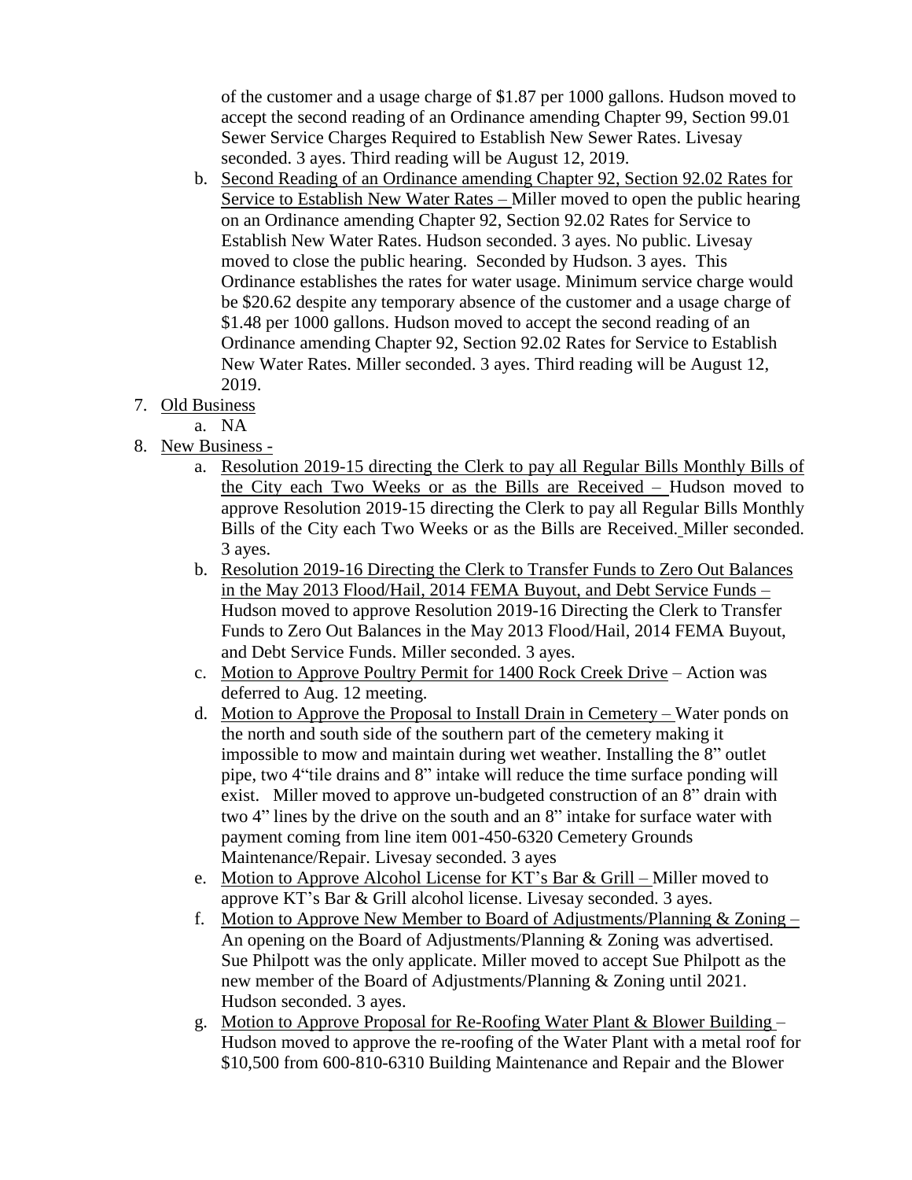of the customer and a usage charge of $1.87 per 1000 gallons. Hudson moved to accept the second reading of an Ordinance amending Chapter 99, Section 99.01 Sewer Service Charges Required to Establish New Sewer Rates. Livesay seconded. 3 ayes. Third reading will be August 12, 2019.

   b. Second Reading of an Ordinance amending Chapter 92, Section 92.02 Rates for Service to Establish New Water Rates – Miller moved to open the public hearing on an Ordinance amending Chapter 92, Section 92.02 Rates for Service to Establish New Water Rates. Hudson seconded. 3 ayes. No public. Livesay moved to close the public hearing. Seconded by Hudson. 3 ayes. This Ordinance establishes the rates for water usage. Minimum service charge would be $20.62 despite any temporary absence of the customer and a usage charge of $1.48 per 1000 gallons. Hudson moved to accept the second reading of an Ordinance amending Chapter 92, Section 92.02 Rates for Service to Establish New Water Rates. Miller seconded. 3 ayes. Third reading will be August 12, 2019.

7. Old Business
   a. NA
8. New Business -
   a. Resolution 2019-15 directing the Clerk to pay all Regular Bills Monthly Bills of the City each Two Weeks or as the Bills are Received – Hudson moved to approve Resolution 2019-15 directing the Clerk to pay all Regular Bills Monthly Bills of the City each Two Weeks or as the Bills are Received. Miller seconded. 3 ayes.
   b. Resolution 2019-16 Directing the Clerk to Transfer Funds to Zero Out Balances in the May 2013 Flood/Hail, 2014 FEMA Buyout, and Debt Service Funds – Hudson moved to approve Resolution 2019-16 Directing the Clerk to Transfer Funds to Zero Out Balances in the May 2013 Flood/Hail, 2014 FEMA Buyout, and Debt Service Funds. Miller seconded. 3 ayes.
   c. Motion to Approve Poultry Permit for 1400 Rock Creek Drive – Action was deferred to Aug. 12 meeting.
   d. Motion to Approve the Proposal to Install Drain in Cemetery – Water ponds on the north and south side of the southern part of the cemetery making it impossible to mow and maintain during wet weather. Installing the 8" outlet pipe, two 4"tile drains and 8" intake will reduce the time surface ponding will exist. Miller moved to approve un-budgeted construction of an 8" drain with two 4" lines by the drive on the south and an 8" intake for surface water with payment coming from line item 001-450-6320 Cemetery Grounds Maintenance/Repair. Livesay seconded. 3 ayes
   e. Motion to Approve Alcohol License for KT's Bar & Grill – Miller moved to approve KT's Bar & Grill alcohol license. Livesay seconded. 3 ayes.
   f. Motion to Approve New Member to Board of Adjustments/Planning & Zoning – An opening on the Board of Adjustments/Planning & Zoning was advertised. Sue Philpott was the only applicate. Miller moved to accept Sue Philpott as the new member of the Board of Adjustments/Planning & Zoning until 2021. Hudson seconded. 3 ayes.
   g. Motion to Approve Proposal for Re-Roofing Water Plant & Blower Building – Hudson moved to approve the re-roofing of the Water Plant with a metal roof for $10,500 from 600-810-6310 Building Maintenance and Repair and the Blower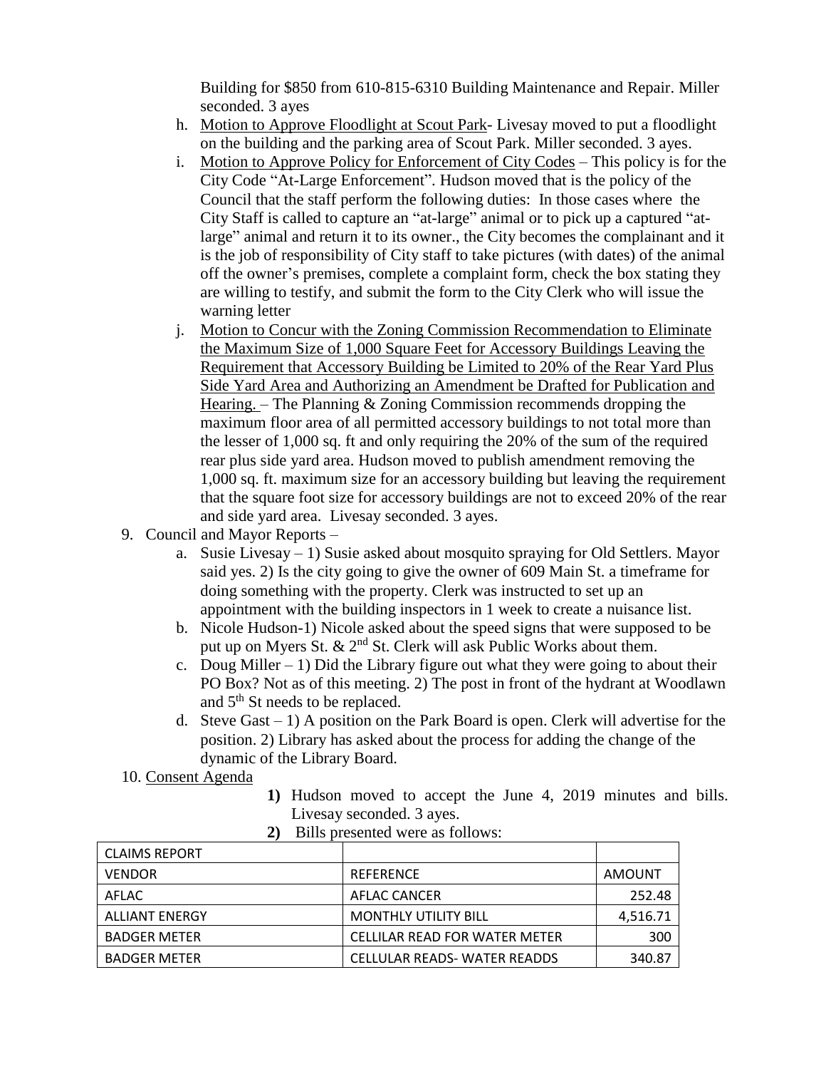Building for $850 from 610-815-6310 Building Maintenance and Repair. Miller seconded. 3 ayes

h. Motion to Approve Floodlight at Scout Park- Livesay moved to put a floodlight on the building and the parking area of Scout Park. Miller seconded. 3 ayes.

i. Motion to Approve Policy for Enforcement of City Codes – This policy is for the City Code "At-Large Enforcement". Hudson moved that is the policy of the Council that the staff perform the following duties: In those cases where the City Staff is called to capture an "at-large" animal or to pick up a captured "at-large" animal and return it to its owner., the City becomes the complainant and it is the job of responsibility of City staff to take pictures (with dates) of the animal off the owner's premises, complete a complaint form, check the box stating they are willing to testify, and submit the form to the City Clerk who will issue the warning letter

j. Motion to Concur with the Zoning Commission Recommendation to Eliminate the Maximum Size of 1,000 Square Feet for Accessory Buildings Leaving the Requirement that Accessory Building be Limited to 20% of the Rear Yard Plus Side Yard Area and Authorizing an Amendment be Drafted for Publication and Hearing. – The Planning & Zoning Commission recommends dropping the maximum floor area of all permitted accessory buildings to not total more than the lesser of 1,000 sq. ft and only requiring the 20% of the sum of the required rear plus side yard area. Hudson moved to publish amendment removing the 1,000 sq. ft. maximum size for an accessory building but leaving the requirement that the square foot size for accessory buildings are not to exceed 20% of the rear and side yard area. Livesay seconded. 3 ayes.

9. Council and Mayor Reports –
   a. Susie Livesay – 1) Susie asked about mosquito spraying for Old Settlers. Mayor said yes. 2) Is the city going to give the owner of 609 Main St. a timeframe for doing something with the property. Clerk was instructed to set up an appointment with the building inspectors in 1 week to create a nuisance list.
   b. Nicole Hudson-1) Nicole asked about the speed signs that were supposed to be put up on Myers St. & 2nd St. Clerk will ask Public Works about them.
   c. Doug Miller – 1) Did the Library figure out what they were going to about their PO Box? Not as of this meeting. 2) The post in front of the hydrant at Woodlawn and 5th St needs to be replaced.
   d. Steve Gast – 1) A position on the Park Board is open. Clerk will advertise for the position. 2) Library has asked about the process for adding the change of the dynamic of the Library Board.

10. Consent Agenda

   1) Hudson moved to accept the June 4, 2019 minutes and bills. Livesay seconded. 3 ayes.
   2) Bills presented were as follows:

| CLAIMS REPORT | | |
|---|---|---|
| VENDOR | REFERENCE | AMOUNT |
| AFLAC | AFLAC CANCER | 252.48 |
| ALLIANT ENERGY | MONTHLY UTILITY BILL | 4,516.71 |
| BADGER METER | CELLILAR READ FOR WATER METER | 300 |
| BADGER METER | CELLULAR READS- WATER READDS | 340.87 |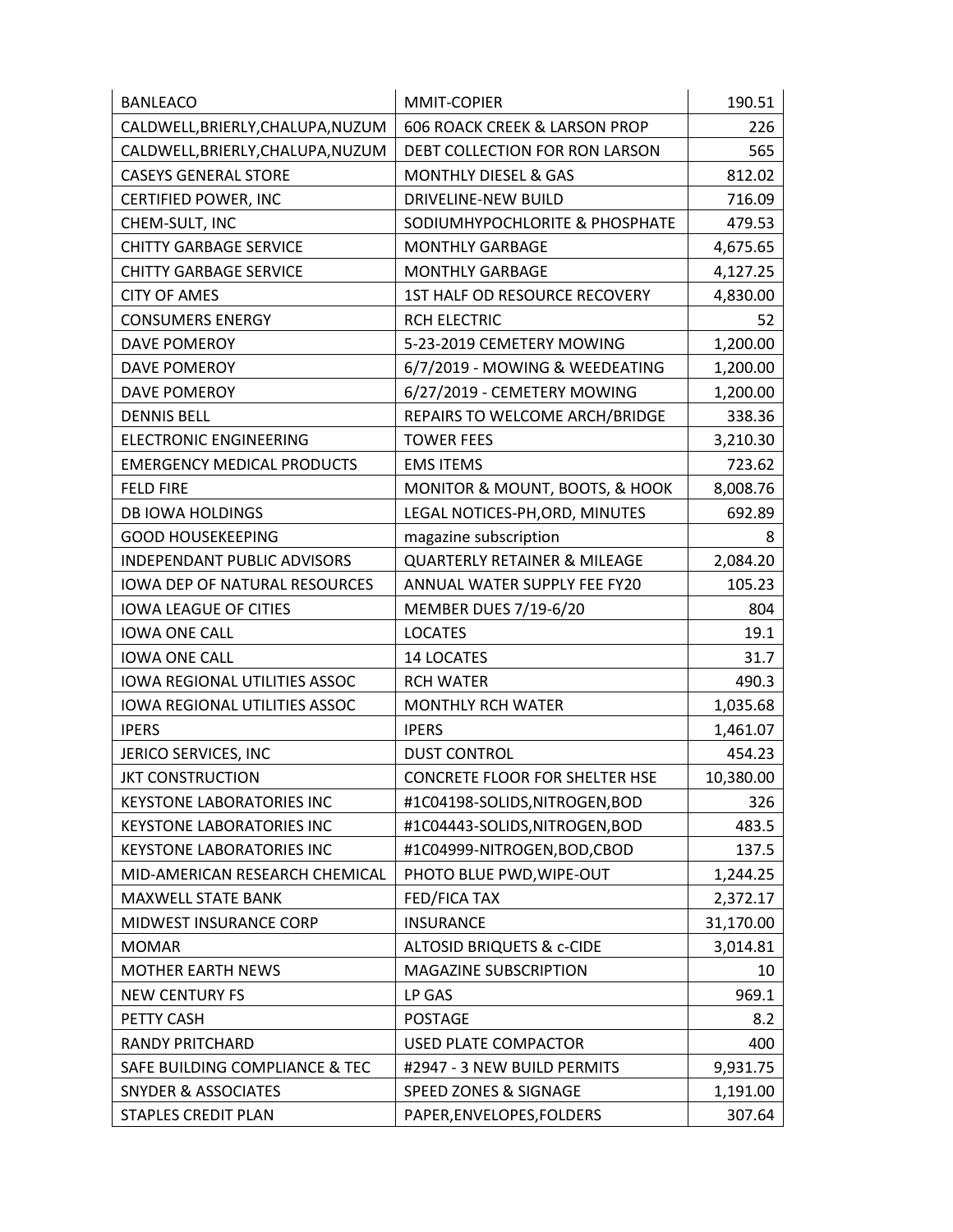| BANLEACO | MMIT-COPIER | 190.51 |
|---|---|---|
| CALDWELL,BRIERLY,CHALUPA,NUZUM | 606 ROACK CREEK & LARSON PROP | 226 |
| CALDWELL,BRIERLY,CHALUPA,NUZUM | DEBT COLLECTION FOR RON LARSON | 565 |
| CASEYS GENERAL STORE | MONTHLY DIESEL & GAS | 812.02 |
| CERTIFIED POWER, INC | DRIVELINE-NEW BUILD | 716.09 |
| CHEM-SULT, INC | SODIUMHYPOCHLORITE & PHOSPHATE | 479.53 |
| CHITTY GARBAGE SERVICE | MONTHLY GARBAGE | 4,675.65 |
| CHITTY GARBAGE SERVICE | MONTHLY GARBAGE | 4,127.25 |
| CITY OF AMES | 1ST HALF OD RESOURCE RECOVERY | 4,830.00 |
| CONSUMERS ENERGY | RCH ELECTRIC | 52 |
| DAVE POMEROY | 5-23-2019 CEMETERY MOWING | 1,200.00 |
| DAVE POMEROY | 6/7/2019 - MOWING & WEEDEATING | 1,200.00 |
| DAVE POMEROY | 6/27/2019 - CEMETERY MOWING | 1,200.00 |
| DENNIS BELL | REPAIRS TO WELCOME ARCH/BRIDGE | 338.36 |
| ELECTRONIC ENGINEERING | TOWER FEES | 3,210.30 |
| EMERGENCY MEDICAL PRODUCTS | EMS ITEMS | 723.62 |
| FELD FIRE | MONITOR & MOUNT, BOOTS, & HOOK | 8,008.76 |
| DB IOWA HOLDINGS | LEGAL NOTICES-PH,ORD, MINUTES | 692.89 |
| GOOD HOUSEKEEPING | magazine subscription | 8 |
| INDEPENDANT PUBLIC ADVISORS | QUARTERLY RETAINER & MILEAGE | 2,084.20 |
| IOWA DEP OF NATURAL RESOURCES | ANNUAL WATER SUPPLY FEE FY20 | 105.23 |
| IOWA LEAGUE OF CITIES | MEMBER DUES 7/19-6/20 | 804 |
| IOWA ONE CALL | LOCATES | 19.1 |
| IOWA ONE CALL | 14 LOCATES | 31.7 |
| IOWA REGIONAL UTILITIES ASSOC | RCH WATER | 490.3 |
| IOWA REGIONAL UTILITIES ASSOC | MONTHLY RCH WATER | 1,035.68 |
| IPERS | IPERS | 1,461.07 |
| JERICO SERVICES, INC | DUST CONTROL | 454.23 |
| JKT CONSTRUCTION | CONCRETE FLOOR FOR SHELTER HSE | 10,380.00 |
| KEYSTONE LABORATORIES INC | #1C04198-SOLIDS,NITROGEN,BOD | 326 |
| KEYSTONE LABORATORIES INC | #1C04443-SOLIDS,NITROGEN,BOD | 483.5 |
| KEYSTONE LABORATORIES INC | #1C04999-NITROGEN,BOD,CBOD | 137.5 |
| MID-AMERICAN RESEARCH CHEMICAL | PHOTO BLUE PWD,WIPE-OUT | 1,244.25 |
| MAXWELL STATE BANK | FED/FICA TAX | 2,372.17 |
| MIDWEST INSURANCE CORP | INSURANCE | 31,170.00 |
| MOMAR | ALTOSID BRIQUETS & c-CIDE | 3,014.81 |
| MOTHER EARTH NEWS | MAGAZINE SUBSCRIPTION | 10 |
| NEW CENTURY FS | LP GAS | 969.1 |
| PETTY CASH | POSTAGE | 8.2 |
| RANDY PRITCHARD | USED PLATE COMPACTOR | 400 |
| SAFE BUILDING COMPLIANCE & TEC | #2947 - 3 NEW BUILD PERMITS | 9,931.75 |
| SNYDER & ASSOCIATES | SPEED ZONES & SIGNAGE | 1,191.00 |
| STAPLES CREDIT PLAN | PAPER,ENVELOPES,FOLDERS | 307.64 |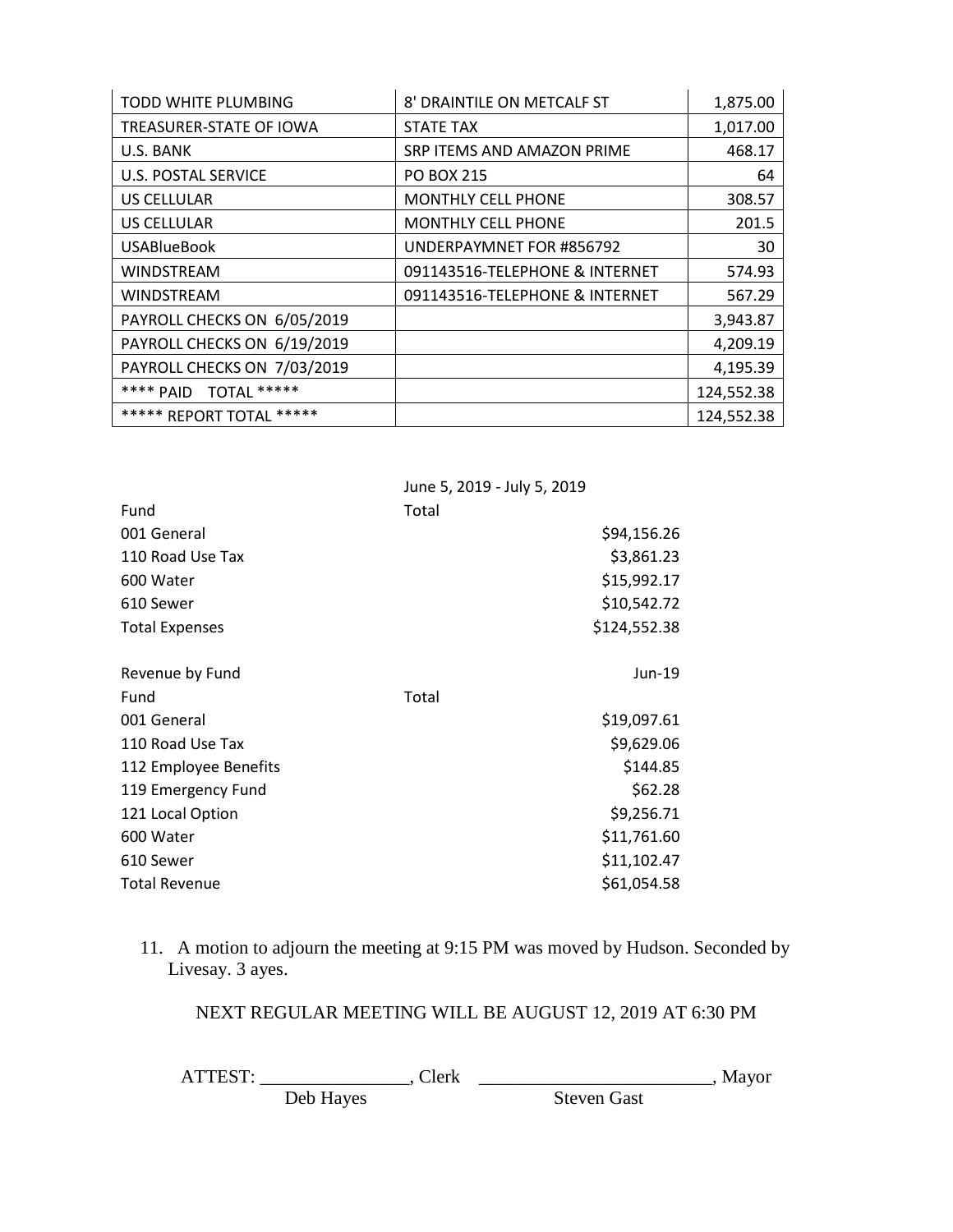| | | |
|---|---|---|
| TODD WHITE PLUMBING | 8' DRAINTILE ON METCALF ST | 1,875.00 |
| TREASURER-STATE OF IOWA | STATE TAX | 1,017.00 |
| U.S. BANK | SRP ITEMS AND AMAZON PRIME | 468.17 |
| U.S. POSTAL SERVICE | PO BOX 215 | 64 |
| US CELLULAR | MONTHLY CELL PHONE | 308.57 |
| US CELLULAR | MONTHLY CELL PHONE | 201.5 |
| USABlueBook | UNDERPAYMNET FOR #856792 | 30 |
| WINDSTREAM | 091143516-TELEPHONE & INTERNET | 574.93 |
| WINDSTREAM | 091143516-TELEPHONE & INTERNET | 567.29 |
| PAYROLL CHECKS ON 6/05/2019 | | 3,943.87 |
| PAYROLL CHECKS ON 6/19/2019 | | 4,209.19 |
| PAYROLL CHECKS ON 7/03/2019 | | 4,195.39 |
| **** PAID TOTAL ***** | | 124,552.38 |
| ***** REPORT TOTAL ***** | | 124,552.38 |

| | June 5, 2019 - July 5, 2019 |
|---|---|
| Fund | Total |
| 001 General | $94,156.26 |
| 110 Road Use Tax | $3,861.23 |
| 600 Water | $15,992.17 |
| 610 Sewer | $10,542.72 |
| Total Expenses | $124,552.38 |

| Revenue by Fund | Jun-19 |
|---|---|
| Fund | Total |
| 001 General | $19,097.61 |
| 110 Road Use Tax | $9,629.06 |
| 112 Employee Benefits | $144.85 |
| 119 Emergency Fund | $62.28 |
| 121 Local Option | $9,256.71 |
| 600 Water | $11,761.60 |
| 610 Sewer | $11,102.47 |
| Total Revenue | $61,054.58 |

11. A motion to adjourn the meeting at 9:15 PM was moved by Hudson. Seconded by Livesay. 3 ayes.

NEXT REGULAR MEETING WILL BE AUGUST 12, 2019 AT 6:30 PM

ATTEST: ________________, Clerk ________________________, Mayor

Deb Hayes Steven Gast